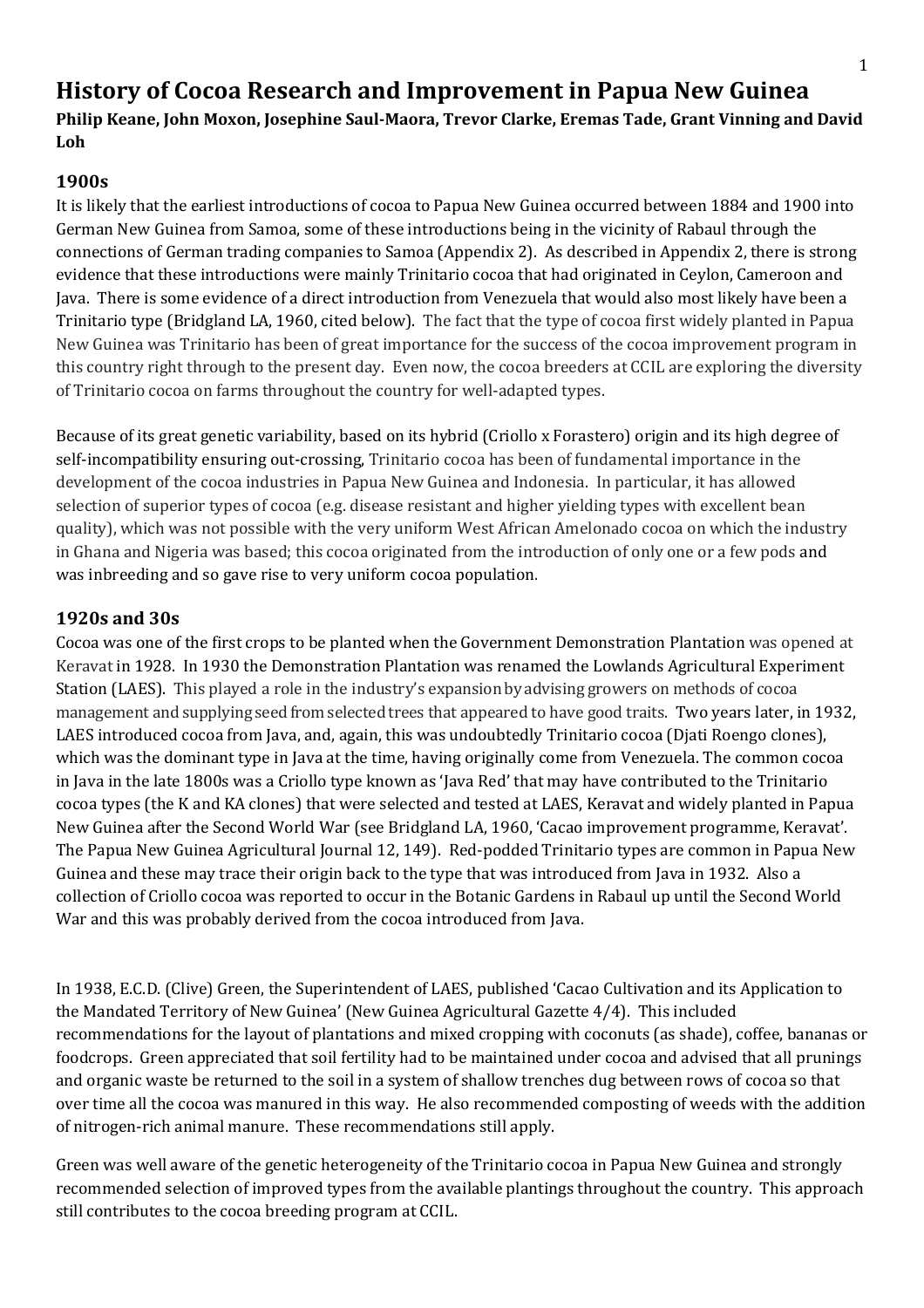# History of Cocoa Research and Improvement in Papua New Guinea

**Philip Keane, John Moxon, Josephine Saul-Maora, Trevor Clarke, Eremas Tade, Grant Vinning and David Loh**

## 1900s

It is likely that the earliest introductions of cocoa to Papua New Guinea occurred between 1884 and 1900 into German New Guinea from Samoa, some of these introductions being in the vicinity of Rabaul through the connections of German trading companies to Samoa (Appendix 2). As described in Appendix 2, there is strong evidence that these introductions were mainly Trinitario cocoa that had originated in Ceylon, Cameroon and Java. There is some evidence of a direct introduction from Venezuela that would also most likely have been a Trinitario type (Bridgland LA, 1960, cited below). The fact that the type of cocoa first widely planted in Papua New Guinea was Trinitario has been of great importance for the success of the cocoa improvement program in this country right through to the present day. Even now, the cocoa breeders at CCIL are exploring the diversity of Trinitario cocoa on farms throughout the country for well-adapted types.

Because of its great genetic variability, based on its hybrid (Criollo x Forastero) origin and its high degree of self-incompatibility ensuring out-crossing, Trinitario cocoa has been of fundamental importance in the development of the cocoa industries in Papua New Guinea and Indonesia. In particular, it has allowed selection of superior types of cocoa (e.g. disease resistant and higher yielding types with excellent bean quality), which was not possible with the very uniform West African Amelonado cocoa on which the industry in Ghana and Nigeria was based; this cocoa originated from the introduction of only one or a few pods and was inbreeding and so gave rise to very uniform cocoa population.

## 1920s and 30s

Cocoa was one of the first crops to be planted when the Government Demonstration Plantation was opened at Keravat in 1928. In 1930 the Demonstration Plantation was renamed the Lowlands Agricultural Experiment Station (LAES). This played a role in the industry's expansion by advising growers on methods of cocoa management and supplying seed from selected trees that appeared to have good traits. Two years later, in 1932, LAES introduced cocoa from Java, and, again, this was undoubtedly Trinitario cocoa (Djati Roengo clones), which was the dominant type in Java at the time, having originally come from Venezuela. The common cocoa in Java in the late 1800s was a Criollo type known as 'Java Red' that may have contributed to the Trinitario cocoa types (the K and KA clones) that were selected and tested at LAES, Keravat and widely planted in Papua New Guinea after the Second World War (see Bridgland LA, 1960, 'Cacao improvement programme, Keravat'. The Papua New Guinea Agricultural Journal 12, 149). Red-podded Trinitario types are common in Papua New Guinea and these may trace their origin back to the type that was introduced from Java in 1932. Also a collection of Criollo cocoa was reported to occur in the Botanic Gardens in Rabaul up until the Second World War and this was probably derived from the cocoa introduced from Java.

In 1938, E.C.D. (Clive) Green, the Superintendent of LAES, published 'Cacao Cultivation and its Application to the Mandated Territory of New Guinea' (New Guinea Agricultural Gazette 4/4). This included recommendations for the layout of plantations and mixed cropping with coconuts (as shade), coffee, bananas or foodcrops. Green appreciated that soil fertility had to be maintained under cocoa and advised that all prunings and organic waste be returned to the soil in a system of shallow trenches dug between rows of cocoa so that over time all the cocoa was manured in this way. He also recommended composting of weeds with the addition of nitrogen-rich animal manure. These recommendations still apply.

Green was well aware of the genetic heterogeneity of the Trinitario cocoa in Papua New Guinea and strongly recommended selection of improved types from the available plantings throughout the country. This approach still contributes to the cocoa breeding program at CCIL.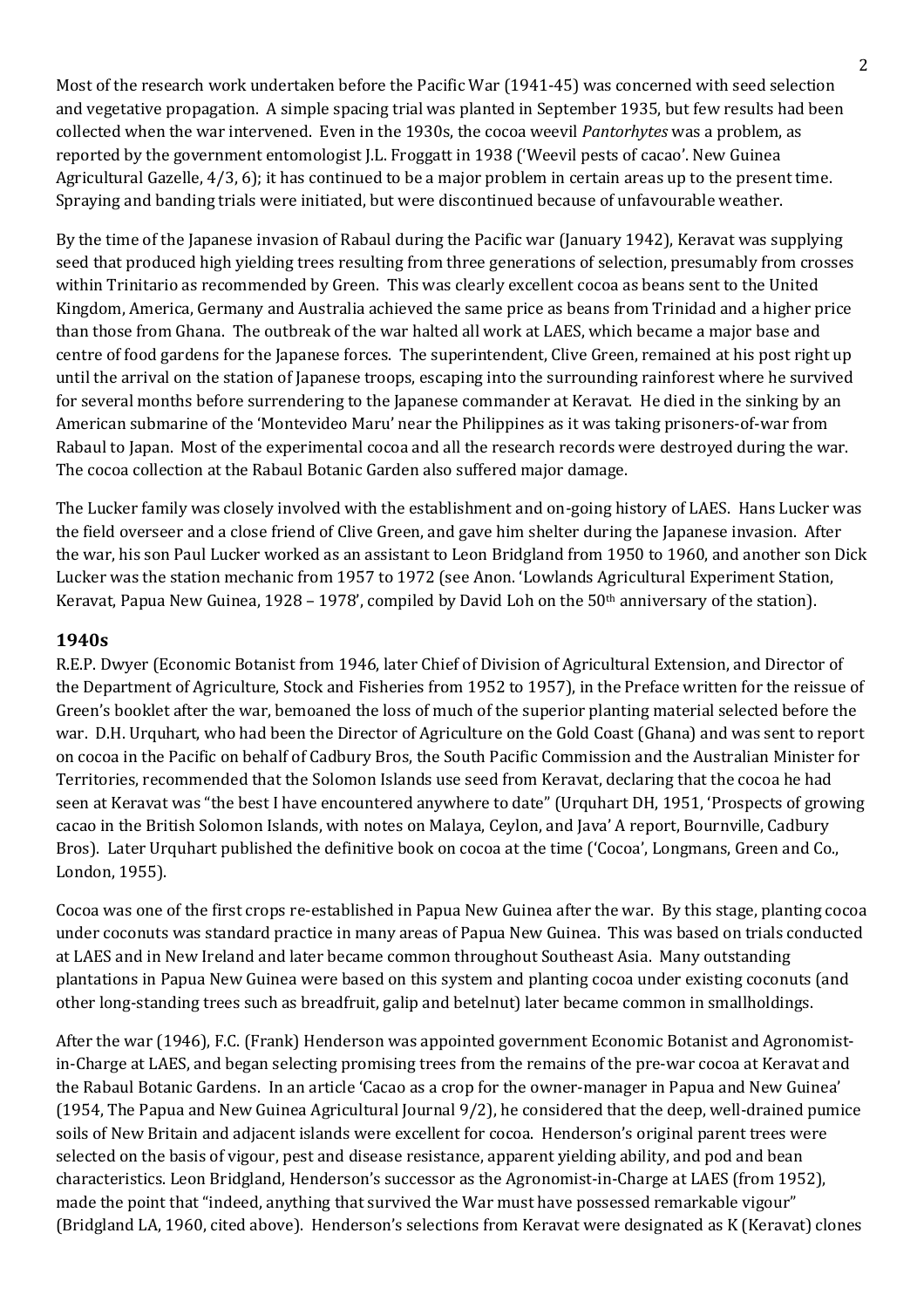Most of the research work undertaken before the Pacific War (1941-45) was concerned with seed selection and vegetative propagation. A simple spacing trial was planted in September 1935, but few results had been collected when the war intervened. Even in the 1930s, the cocoa weevil *Pantorhytes* was a problem, as reported by the government entomologist J.L. Froggatt in 1938 ('Weevil pests of cacao'. New Guinea Agricultural Gazette, 4/3, 6); it has continued to be a major problem in certain areas up to the present time. Spraying and banding trials were initiated, but were discontinued because of unfavourable weather.

By the time of the Japanese invasion of Rabaul during the Pacific war (January 1942), Keravat was supplying seed that produced high yielding trees resulting from three generations of selection, presumably from crosses within Trinitario as recommended by Green. This was clearly excellent cocoa as beans sent to the United Kingdom, America, Germany and Australia achieved the same price as beans from Trinidad and a higher price than those from Ghana. The outbreak of the war halted all work at LAES, which became a major base and centre of food gardens for the Japanese forces. The superintendent, Clive Green, remained at his post right up until the arrival on the station of Japanese troops, escaping into the surrounding rainforest where he survived for several months before surrendering to the Japanese commander at Keravat. He died in the sinking by an American submarine of the 'Montevideo Maru' near the Philippines as it was taking prisoners-of-war from Rabaul to Japan. Most of the experimental cocoa and all the research records were destroyed during the war. The cocoa collection at the Rabaul Botanic Garden also suffered major damage.

The Lucker family was closely involved with the establishment and on-going history of LAES. Hans Lucker was the field overseer and a close friend of Clive Green, and gave him shelter during the Japanese invasion. After the war, his son Paul Lucker worked as an assistant to Leon Bridgland from 1950 to 1960, and another son Dick Lucker was the station mechanic from 1957 to 1972 (see Anon. 'Lowlands Agricultural Experiment Station, Keravat, Papua New Guinea, 1928 – 1978', compiled by David Loh on the 50th anniversary of the station).

## 1940s

R.E.P. Dwyer (Economic Botanist from 1946, later Chief of Division of Agricultural Extension, and Director of the Department of Agriculture, Stock and Fisheries from 1952 to 1957), in the Preface written for the reissue of Green's booklet after the war, bemoaned the loss of much of the superior planting material selected before the war. D.H. Urquhart, who had been the Director of Agriculture on the Gold Coast (Ghana) and was sent to report on cocoa in the Pacific on behalf of Cadbury Bros, the South Pacific Commission and the Australian Minister for Territories, recommended that the Solomon Islands use seed from Keravat, declaring that the cocoa he had seen at Keravat was "the best I have encountered anywhere to date" (Urquhart DH, 1951, 'Prospects of growing cacao in the British Solomon Islands, with notes on Malaya, Ceylon, and Java' A report, Bournville, Cadbury Bros). Later Urquhart published the definitive book on cocoa at the time ('Cocoa', Longmans, Green and Co., London, 1955).

Cocoa was one of the first crops re-established in Papua New Guinea after the war. By this stage, planting cocoa under coconuts was standard practice in many areas of Papua New Guinea. This was based on trials conducted at LAES and in New Ireland and later became common throughout Southeast Asia. Many outstanding plantations in Papua New Guinea were based on this system and planting cocoa under existing coconuts (and other long-standing trees such as breadfruit, galip and betelnut) later became common in smallholdings.

After the war (1946), F.C. (Frank) Henderson was appointed government Economic Botanist and Agronomist-in-Charge at LAES, and began selecting promising trees from the remains of the pre-war cocoa at Keravat and the Rabaul Botanic Gardens. In an article 'Cacao as a crop for the owner-manager in Papua and New Guinea' (1954, The Papua and New Guinea Agricultural Journal 9/2), he considered that the deep, well-drained pumice soils of New Britain and adjacent islands were excellent for cocoa. Henderson's original parent trees were selected on the basis of vigour, pest and disease resistance, apparent yielding ability, and pod and bean characteristics. Leon Bridgland, Henderson's successor as the Agronomist-in-Charge at LAES (from 1952), made the point that "indeed, anything that survived the War must have possessed remarkable vigour" (Bridgland LA, 1960, cited above). Henderson's selections from Keravat were designated as K (Keravat) clones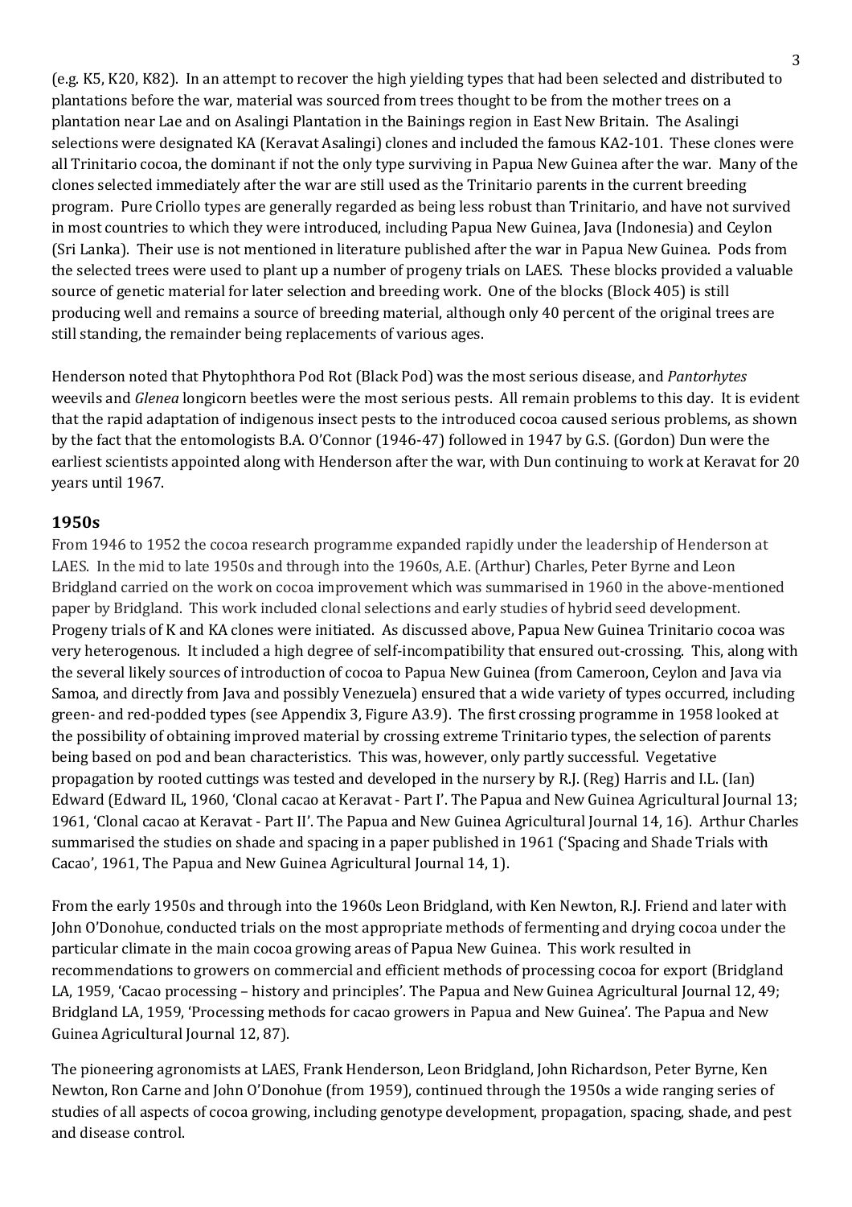(e.g. K5, K20, K82). In an attempt to recover the high yielding types that had been selected and distributed to plantations before the war, material was sourced from trees thought to be from the mother trees on a plantation near Lae and on Asalingi Plantation in the Bainings region in East New Britain. The Asalingi selections were designated KA (Keravat Asalingi) clones and included the famous KA2-101. These clones were all Trinitario cocoa, the dominant if not the only type surviving in Papua New Guinea after the war. Many of the clones selected immediately after the war are still used as the Trinitario parents in the current breeding program. Pure Criollo types are generally regarded as being less robust than Trinitario, and have not survived in most countries to which they were introduced, including Papua New Guinea, Java (Indonesia) and Ceylon (Sri Lanka). Their use is not mentioned in literature published after the war in Papua New Guinea. Pods from the selected trees were used to plant up a number of progeny trials on LAES. These blocks provided a valuable source of genetic material for later selection and breeding work. One of the blocks (Block 405) is still producing well and remains a source of breeding material, although only 40 percent of the original trees are still standing, the remainder being replacements of various ages.

Henderson noted that Phytophthora Pod Rot (Black Pod) was the most serious disease, and *Pantorhytes* weevils and *Glenea* longicorn beetles were the most serious pests. All remain problems to this day. It is evident that the rapid adaptation of indigenous insect pests to the introduced cocoa caused serious problems, as shown by the fact that the entomologists B.A. O'Connor (1946-47) followed in 1947 by G.S. (Gordon) Dun were the earliest scientists appointed along with Henderson after the war, with Dun continuing to work at Keravat for 20 years until 1967.

## 1950s

From 1946 to 1952 the cocoa research programme expanded rapidly under the leadership of Henderson at LAES. In the mid to late 1950s and through into the 1960s, A.E. (Arthur) Charles, Peter Byrne and Leon Bridgland carried on the work on cocoa improvement which was summarised in 1960 in the above-mentioned paper by Bridgland. This work included clonal selections and early studies of hybrid seed development. Progeny trials of K and KA clones were initiated. As discussed above, Papua New Guinea Trinitario cocoa was very heterogenous. It included a high degree of self-incompatibility that ensured out-crossing. This, along with the several likely sources of introduction of cocoa to Papua New Guinea (from Cameroon, Ceylon and Java via Samoa, and directly from Java and possibly Venezuela) ensured that a wide variety of types occurred, including green- and red-podded types (see Appendix 3, Figure A3.9). The first crossing programme in 1958 looked at the possibility of obtaining improved material by crossing extreme Trinitario types, the selection of parents being based on pod and bean characteristics. This was, however, only partly successful. Vegetative propagation by rooted cuttings was tested and developed in the nursery by R.J. (Reg) Harris and I.L. (Ian) Edward (Edward IL, 1960, 'Clonal cacao at Keravat - Part I'. The Papua and New Guinea Agricultural Journal 13; 1961, 'Clonal cacao at Keravat - Part II'. The Papua and New Guinea Agricultural Journal 14, 16). Arthur Charles summarised the studies on shade and spacing in a paper published in 1961 ('Spacing and Shade Trials with Cacao', 1961, The Papua and New Guinea Agricultural Journal 14, 1).

From the early 1950s and through into the 1960s Leon Bridgland, with Ken Newton, R.J. Friend and later with John O'Donohue, conducted trials on the most appropriate methods of fermenting and drying cocoa under the particular climate in the main cocoa growing areas of Papua New Guinea. This work resulted in recommendations to growers on commercial and efficient methods of processing cocoa for export (Bridgland LA, 1959, 'Cacao processing – history and principles'. The Papua and New Guinea Agricultural Journal 12, 49; Bridgland LA, 1959, 'Processing methods for cacao growers in Papua and New Guinea'. The Papua and New Guinea Agricultural Journal 12, 87).

The pioneering agronomists at LAES, Frank Henderson, Leon Bridgland, John Richardson, Peter Byrne, Ken Newton, Ron Carne and John O'Donohue (from 1959), continued through the 1950s a wide ranging series of studies of all aspects of cocoa growing, including genotype development, propagation, spacing, shade, and pest and disease control.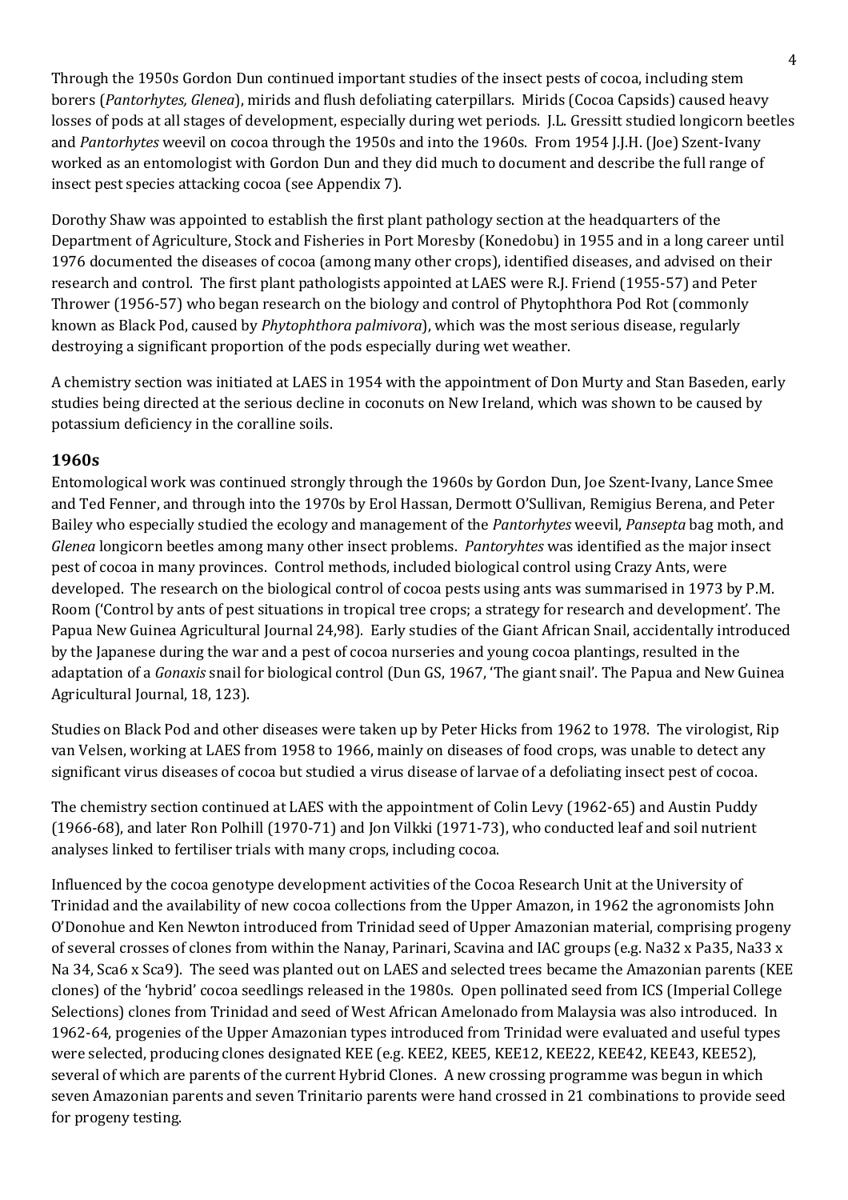Through the 1950s Gordon Dun continued important studies of the insect pests of cocoa, including stem borers (*Pantorhytes, Glenea*), mirids and flush defoliating caterpillars. Mirids (Cocoa Capsids) caused heavy losses of pods at all stages of development, especially during wet periods. J.L. Gressitt studied longicorn beetles and *Pantorhytes* weevil on cocoa through the 1950s and into the 1960s. From 1954 J.J.H. (Joe) Szent-Ivany worked as an entomologist with Gordon Dun and they did much to document and describe the full range of insect pest species attacking cocoa (see Appendix 7).

Dorothy Shaw was appointed to establish the first plant pathology section at the headquarters of the Department of Agriculture, Stock and Fisheries in Port Moresby (Konedobu) in 1955 and in a long career until 1976 documented the diseases of cocoa (among many other crops), identified diseases, and advised on their research and control. The first plant pathologists appointed at LAES were R.J. Friend (1955-57) and Peter Thrower (1956-57) who began research on the biology and control of Phytophthora Pod Rot (commonly known as Black Pod, caused by *Phytophthora palmivora*), which was the most serious disease, regularly destroying a significant proportion of the pods especially during wet weather.

A chemistry section was initiated at LAES in 1954 with the appointment of Don Murty and Stan Baseden, early studies being directed at the serious decline in coconuts on New Ireland, which was shown to be caused by potassium deficiency in the coralline soils.

## 1960s

Entomological work was continued strongly through the 1960s by Gordon Dun, Joe Szent-Ivany, Lance Smee and Ted Fenner, and through into the 1970s by Erol Hassan, Dermott O'Sullivan, Remigius Berena, and Peter Bailey who especially studied the ecology and management of the *Pantorhytes* weevil, *Pansepta* bag moth, and *Glenea* longicorn beetles among many other insect problems. *Pantoryhtes* was identified as the major insect pest of cocoa in many provinces. Control methods, included biological control using Crazy Ants, were developed. The research on the biological control of cocoa pests using ants was summarised in 1973 by P.M. Room ('Control by ants of pest situations in tropical tree crops; a strategy for research and development'. The Papua New Guinea Agricultural Journal 24,98). Early studies of the Giant African Snail, accidentally introduced by the Japanese during the war and a pest of cocoa nurseries and young cocoa plantings, resulted in the adaptation of a *Gonaxis* snail for biological control (Dun GS, 1967, 'The giant snail'. The Papua and New Guinea Agricultural Journal, 18, 123).

Studies on Black Pod and other diseases were taken up by Peter Hicks from 1962 to 1978. The virologist, Rip van Velsen, working at LAES from 1958 to 1966, mainly on diseases of food crops, was unable to detect any significant virus diseases of cocoa but studied a virus disease of larvae of a defoliating insect pest of cocoa.

The chemistry section continued at LAES with the appointment of Colin Levy (1962-65) and Austin Puddy (1966-68), and later Ron Polhill (1970-71) and Jon Vilkki (1971-73), who conducted leaf and soil nutrient analyses linked to fertiliser trials with many crops, including cocoa.

Influenced by the cocoa genotype development activities of the Cocoa Research Unit at the University of Trinidad and the availability of new cocoa collections from the Upper Amazon, in 1962 the agronomists John O'Donohue and Ken Newton introduced from Trinidad seed of Upper Amazonian material, comprising progeny of several crosses of clones from within the Nanay, Parinari, Scavina and IAC groups (e.g. Na32 x Pa35, Na33 x Na 34, Sca6 x Sca9). The seed was planted out on LAES and selected trees became the Amazonian parents (KEE clones) of the 'hybrid' cocoa seedlings released in the 1980s. Open pollinated seed from ICS (Imperial College Selections) clones from Trinidad and seed of West African Amelonado from Malaysia was also introduced. In 1962-64, progenies of the Upper Amazonian types introduced from Trinidad were evaluated and useful types were selected, producing clones designated KEE (e.g. KEE2, KEE5, KEE12, KEE22, KEE42, KEE43, KEE52), several of which are parents of the current Hybrid Clones. A new crossing programme was begun in which seven Amazonian parents and seven Trinitario parents were hand crossed in 21 combinations to provide seed for progeny testing.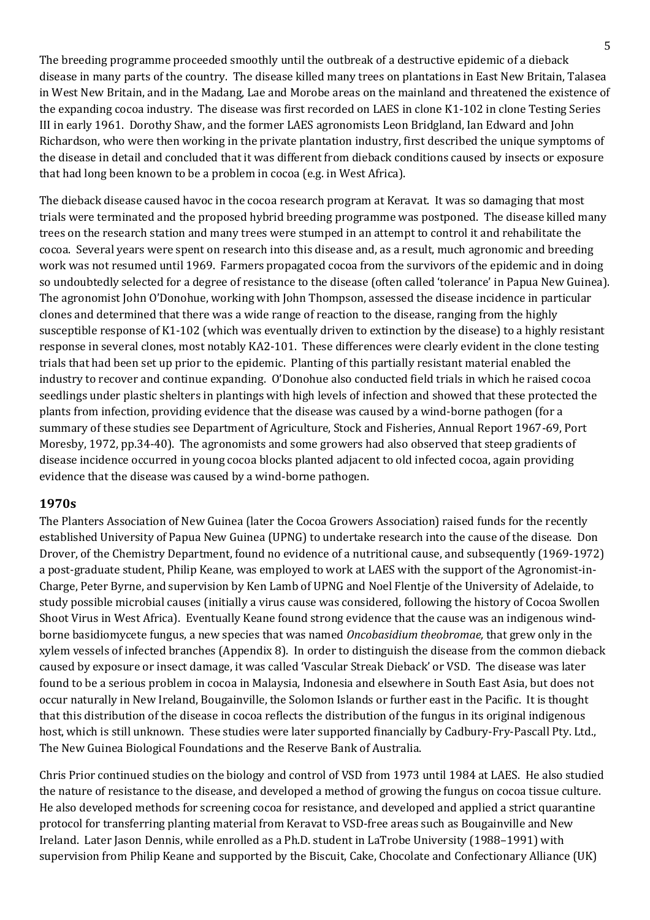The breeding programme proceeded smoothly until the outbreak of a destructive epidemic of a dieback disease in many parts of the country. The disease killed many trees on plantations in East New Britain, Talasea in West New Britain, and in the Madang, Lae and Morobe areas on the mainland and threatened the existence of the expanding cocoa industry. The disease was first recorded on LAES in clone K1-102 in clone Testing Series III in early 1961. Dorothy Shaw, and the former LAES agronomists Leon Bridgland, Ian Edward and John Richardson, who were then working in the private plantation industry, first described the unique symptoms of the disease in detail and concluded that it was different from dieback conditions caused by insects or exposure that had long been known to be a problem in cocoa (e.g. in West Africa).

The dieback disease caused havoc in the cocoa research program at Keravat. It was so damaging that most trials were terminated and the proposed hybrid breeding programme was postponed. The disease killed many trees on the research station and many trees were stumped in an attempt to control it and rehabilitate the cocoa. Several years were spent on research into this disease and, as a result, much agronomic and breeding work was not resumed until 1969. Farmers propagated cocoa from the survivors of the epidemic and in doing so undoubtedly selected for a degree of resistance to the disease (often called 'tolerance' in Papua New Guinea). The agronomist John O'Donohue, working with John Thompson, assessed the disease incidence in particular clones and determined that there was a wide range of reaction to the disease, ranging from the highly susceptible response of K1-102 (which was eventually driven to extinction by the disease) to a highly resistant response in several clones, most notably KA2-101. These differences were clearly evident in the clone testing trials that had been set up prior to the epidemic. Planting of this partially resistant material enabled the industry to recover and continue expanding. O'Donohue also conducted field trials in which he raised cocoa seedlings under plastic shelters in plantings with high levels of infection and showed that these protected the plants from infection, providing evidence that the disease was caused by a wind-borne pathogen (for a summary of these studies see Department of Agriculture, Stock and Fisheries, Annual Report 1967-69, Port Moresby, 1972, pp.34-40). The agronomists and some growers had also observed that steep gradients of disease incidence occurred in young cocoa blocks planted adjacent to old infected cocoa, again providing evidence that the disease was caused by a wind-borne pathogen.

## 1970s

The Planters Association of New Guinea (later the Cocoa Growers Association) raised funds for the recently established University of Papua New Guinea (UPNG) to undertake research into the cause of the disease. Don Drover, of the Chemistry Department, found no evidence of a nutritional cause, and subsequently (1969-1972) a post-graduate student, Philip Keane, was employed to work at LAES with the support of the Agronomist-in-Charge, Peter Byrne, and supervision by Ken Lamb of UPNG and Noel Flentje of the University of Adelaide, to study possible microbial causes (initially a virus cause was considered, following the history of Cocoa Swollen Shoot Virus in West Africa). Eventually Keane found strong evidence that the cause was an indigenous wind-borne basidiomycete fungus, a new species that was named *Oncobasidium theobromae,* that grew only in the xylem vessels of infected branches (Appendix 8). In order to distinguish the disease from the common dieback caused by exposure or insect damage, it was called 'Vascular Streak Dieback' or VSD. The disease was later found to be a serious problem in cocoa in Malaysia, Indonesia and elsewhere in South East Asia, but does not occur naturally in New Ireland, Bougainville, the Solomon Islands or further east in the Pacific. It is thought that this distribution of the disease in cocoa reflects the distribution of the fungus in its original indigenous host, which is still unknown. These studies were later supported financially by Cadbury-Fry-Pascall Pty. Ltd., The New Guinea Biological Foundations and the Reserve Bank of Australia.

Chris Prior continued studies on the biology and control of VSD from 1973 until 1984 at LAES. He also studied the nature of resistance to the disease, and developed a method of growing the fungus on cocoa tissue culture. He also developed methods for screening cocoa for resistance, and developed and applied a strict quarantine protocol for transferring planting material from Keravat to VSD-free areas such as Bougainville and New Ireland. Later Jason Dennis, while enrolled as a Ph.D. student in LaTrobe University (1988–1991) with supervision from Philip Keane and supported by the Biscuit, Cake, Chocolate and Confectionary Alliance (UK)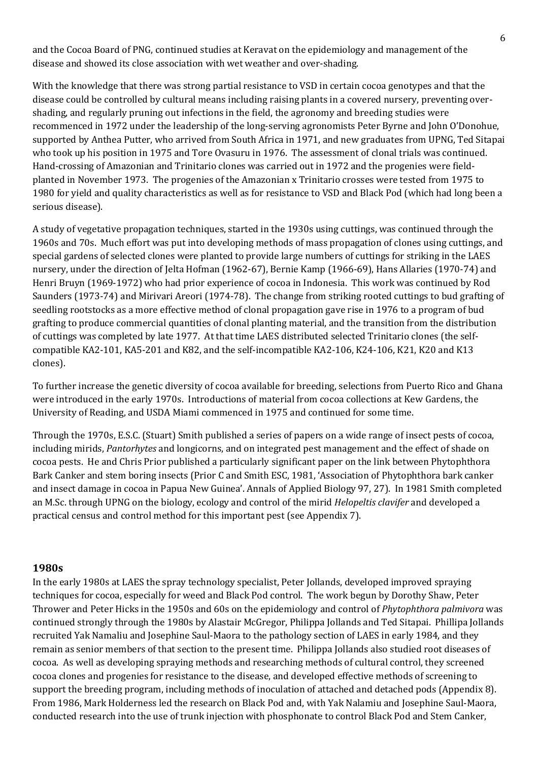and the Cocoa Board of PNG, continued studies at Keravat on the epidemiology and management of the disease and showed its close association with wet weather and over-shading.

With the knowledge that there was strong partial resistance to VSD in certain cocoa genotypes and that the disease could be controlled by cultural means including raising plants in a covered nursery, preventing over-shading, and regularly pruning out infections in the field, the agronomy and breeding studies were recommenced in 1972 under the leadership of the long-serving agronomists Peter Byrne and John O'Donohue, supported by Anthea Putter, who arrived from South Africa in 1971, and new graduates from UPNG, Ted Sitapai who took up his position in 1975 and Tore Ovasuru in 1976. The assessment of clonal trials was continued. Hand-crossing of Amazonian and Trinitario clones was carried out in 1972 and the progenies were field-planted in November 1973. The progenies of the Amazonian x Trinitario crosses were tested from 1975 to 1980 for yield and quality characteristics as well as for resistance to VSD and Black Pod (which had long been a serious disease).

A study of vegetative propagation techniques, started in the 1930s using cuttings, was continued through the 1960s and 70s. Much effort was put into developing methods of mass propagation of clones using cuttings, and special gardens of selected clones were planted to provide large numbers of cuttings for striking in the LAES nursery, under the direction of Jelta Hofman (1962-67), Bernie Kamp (1966-69), Hans Allaries (1970-74) and Henri Bruyn (1969-1972) who had prior experience of cocoa in Indonesia. This work was continued by Rod Saunders (1973-74) and Mirivari Areori (1974-78). The change from striking rooted cuttings to bud grafting of seedling rootstocks as a more effective method of clonal propagation gave rise in 1976 to a program of bud grafting to produce commercial quantities of clonal planting material, and the transition from the distribution of cuttings was completed by late 1977. At that time LAES distributed selected Trinitario clones (the self-compatible KA2-101, KA5-201 and K82, and the self-incompatible KA2-106, K24-106, K21, K20 and K13 clones).

To further increase the genetic diversity of cocoa available for breeding, selections from Puerto Rico and Ghana were introduced in the early 1970s. Introductions of material from cocoa collections at Kew Gardens, the University of Reading, and USDA Miami commenced in 1975 and continued for some time.

Through the 1970s, E.S.C. (Stuart) Smith published a series of papers on a wide range of insect pests of cocoa, including mirids, *Pantorhytes* and longicorns, and on integrated pest management and the effect of shade on cocoa pests. He and Chris Prior published a particularly significant paper on the link between Phytophthora Bark Canker and stem boring insects (Prior C and Smith ESC, 1981, 'Association of Phytophthora bark canker and insect damage in cocoa in Papua New Guinea'. Annals of Applied Biology 97, 27). In 1981 Smith completed an M.Sc. through UPNG on the biology, ecology and control of the mirid *Helopeltis clavifer* and developed a practical census and control method for this important pest (see Appendix 7).

## 1980s

In the early 1980s at LAES the spray technology specialist, Peter Jollands, developed improved spraying techniques for cocoa, especially for weed and Black Pod control. The work begun by Dorothy Shaw, Peter Thrower and Peter Hicks in the 1950s and 60s on the epidemiology and control of *Phytophthora palmivora* was continued strongly through the 1980s by Alastair McGregor, Philippa Jollands and Ted Sitapai. Phillipa Jollands recruited Yak Namaliu and Josephine Saul-Maora to the pathology section of LAES in early 1984, and they remain as senior members of that section to the present time. Philippa Jollands also studied root diseases of cocoa. As well as developing spraying methods and researching methods of cultural control, they screened cocoa clones and progenies for resistance to the disease, and developed effective methods of screening to support the breeding program, including methods of inoculation of attached and detached pods (Appendix 8). From 1986, Mark Holderness led the research on Black Pod and, with Yak Nalamiu and Josephine Saul-Maora, conducted research into the use of trunk injection with phosphonate to control Black Pod and Stem Canker,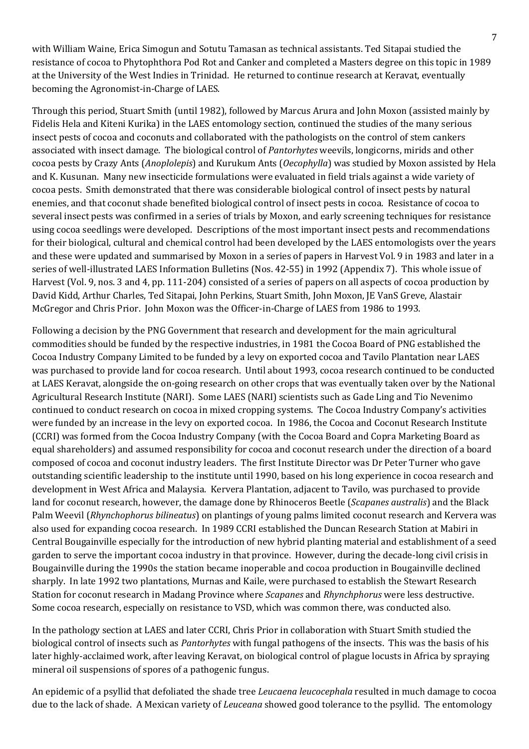with William Waine, Erica Simogun and Sotutu Tamasan as technical assistants. Ted Sitapai studied the resistance of cocoa to Phytophthora Pod Rot and Canker and completed a Masters degree on this topic in 1989 at the University of the West Indies in Trinidad. He returned to continue research at Keravat, eventually becoming the Agronomist-in-Charge of LAES.

Through this period, Stuart Smith (until 1982), followed by Marcus Arura and John Moxon (assisted mainly by Fidelis Hela and Kiteni Kurika) in the LAES entomology section, continued the studies of the many serious insect pests of cocoa and coconuts and collaborated with the pathologists on the control of stem cankers associated with insect damage. The biological control of *Pantorhytes* weevils, longicorns, mirids and other cocoa pests by Crazy Ants (*Anoplolepis*) and Kurukum Ants (*Oecophylla*) was studied by Moxon assisted by Hela and K. Kusunan. Many new insecticide formulations were evaluated in field trials against a wide variety of cocoa pests. Smith demonstrated that there was considerable biological control of insect pests by natural enemies, and that coconut shade benefited biological control of insect pests in cocoa. Resistance of cocoa to several insect pests was confirmed in a series of trials by Moxon, and early screening techniques for resistance using cocoa seedlings were developed. Descriptions of the most important insect pests and recommendations for their biological, cultural and chemical control had been developed by the LAES entomologists over the years and these were updated and summarised by Moxon in a series of papers in Harvest Vol. 9 in 1983 and later in a series of well-illustrated LAES Information Bulletins (Nos. 42-55) in 1992 (Appendix 7). This whole issue of Harvest (Vol. 9, nos. 3 and 4, pp. 111-204) consisted of a series of papers on all aspects of cocoa production by David Kidd, Arthur Charles, Ted Sitapai, John Perkins, Stuart Smith, John Moxon, JE VanS Greve, Alastair McGregor and Chris Prior. John Moxon was the Officer-in-Charge of LAES from 1986 to 1993.

Following a decision by the PNG Government that research and development for the main agricultural commodities should be funded by the respective industries, in 1981 the Cocoa Board of PNG established the Cocoa Industry Company Limited to be funded by a levy on exported cocoa and Tavilo Plantation near LAES was purchased to provide land for cocoa research. Until about 1993, cocoa research continued to be conducted at LAES Keravat, alongside the on-going research on other crops that was eventually taken over by the National Agricultural Research Institute (NARI). Some LAES (NARI) scientists such as Gade Ling and Tio Nevenimo continued to conduct research on cocoa in mixed cropping systems. The Cocoa Industry Company's activities were funded by an increase in the levy on exported cocoa. In 1986, the Cocoa and Coconut Research Institute (CCRI) was formed from the Cocoa Industry Company (with the Cocoa Board and Copra Marketing Board as equal shareholders) and assumed responsibility for cocoa and coconut research under the direction of a board composed of cocoa and coconut industry leaders. The first Institute Director was Dr Peter Turner who gave outstanding scientific leadership to the institute until 1990, based on his long experience in cocoa research and development in West Africa and Malaysia. Kervera Plantation, adjacent to Tavilo, was purchased to provide land for coconut research, however, the damage done by Rhinoceros Beetle (*Scapanes australis*) and the Black Palm Weevil (*Rhynchophorus bilineatus*) on plantings of young palms limited coconut research and Kervera was also used for expanding cocoa research. In 1989 CCRI established the Duncan Research Station at Mabiri in Central Bougainville especially for the introduction of new hybrid planting material and establishment of a seed garden to serve the important cocoa industry in that province. However, during the decade-long civil crisis in Bougainville during the 1990s the station became inoperable and cocoa production in Bougainville declined sharply. In late 1992 two plantations, Murnas and Kaile, were purchased to establish the Stewart Research Station for coconut research in Madang Province where *Scapanes* and *Rhynchphorus* were less destructive. Some cocoa research, especially on resistance to VSD, which was common there, was conducted also.

In the pathology section at LAES and later CCRI, Chris Prior in collaboration with Stuart Smith studied the biological control of insects such as *Pantorhytes* with fungal pathogens of the insects. This was the basis of his later highly-acclaimed work, after leaving Keravat, on biological control of plague locusts in Africa by spraying mineral oil suspensions of spores of a pathogenic fungus.

An epidemic of a psyllid that defoliated the shade tree *Leucaena leucocephala* resulted in much damage to cocoa due to the lack of shade. A Mexican variety of *Leuceana* showed good tolerance to the psyllid. The entomology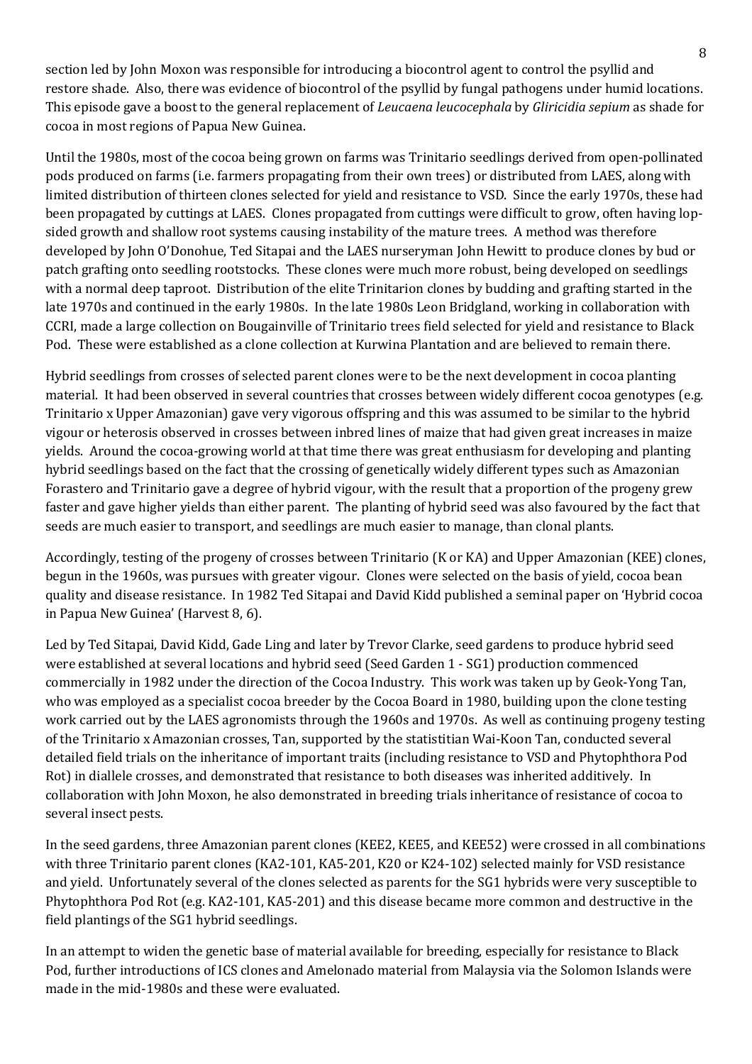section led by John Moxon was responsible for introducing a biocontrol agent to control the psyllid and restore shade. Also, there was evidence of biocontrol of the psyllid by fungal pathogens under humid locations. This episode gave a boost to the general replacement of *Leucaena leucocephala* by *Gliricidia sepium* as shade for cocoa in most regions of Papua New Guinea.

Until the 1980s, most of the cocoa being grown on farms was Trinitario seedlings derived from open-pollinated pods produced on farms (i.e. farmers propagating from their own trees) or distributed from LAES, along with limited distribution of thirteen clones selected for yield and resistance to VSD. Since the early 1970s, these had been propagated by cuttings at LAES. Clones propagated from cuttings were difficult to grow, often having lop-sided growth and shallow root systems causing instability of the mature trees. A method was therefore developed by John O'Donohue, Ted Sitapai and the LAES nurseryman John Hewitt to produce clones by bud or patch grafting onto seedling rootstocks. These clones were much more robust, being developed on seedlings with a normal deep taproot. Distribution of the elite Trinitarion clones by budding and grafting started in the late 1970s and continued in the early 1980s. In the late 1980s Leon Bridgland, working in collaboration with CCRI, made a large collection on Bougainville of Trinitario trees field selected for yield and resistance to Black Pod. These were established as a clone collection at Kurwina Plantation and are believed to remain there.

Hybrid seedlings from crosses of selected parent clones were to be the next development in cocoa planting material. It had been observed in several countries that crosses between widely different cocoa genotypes (e.g. Trinitario x Upper Amazonian) gave very vigorous offspring and this was assumed to be similar to the hybrid vigour or heterosis observed in crosses between inbred lines of maize that had given great increases in maize yields. Around the cocoa-growing world at that time there was great enthusiasm for developing and planting hybrid seedlings based on the fact that the crossing of genetically widely different types such as Amazonian Forastero and Trinitario gave a degree of hybrid vigour, with the result that a proportion of the progeny grew faster and gave higher yields than either parent. The planting of hybrid seed was also favoured by the fact that seeds are much easier to transport, and seedlings are much easier to manage, than clonal plants.

Accordingly, testing of the progeny of crosses between Trinitario (K or KA) and Upper Amazonian (KEE) clones, begun in the 1960s, was pursues with greater vigour. Clones were selected on the basis of yield, cocoa bean quality and disease resistance. In 1982 Ted Sitapai and David Kidd published a seminal paper on 'Hybrid cocoa in Papua New Guinea' (Harvest 8, 6).

Led by Ted Sitapai, David Kidd, Gade Ling and later by Trevor Clarke, seed gardens to produce hybrid seed were established at several locations and hybrid seed (Seed Garden 1 - SG1) production commenced commercially in 1982 under the direction of the Cocoa Industry. This work was taken up by Geok-Yong Tan, who was employed as a specialist cocoa breeder by the Cocoa Board in 1980, building upon the clone testing work carried out by the LAES agronomists through the 1960s and 1970s. As well as continuing progeny testing of the Trinitario x Amazonian crosses, Tan, supported by the statistitian Wai-Koon Tan, conducted several detailed field trials on the inheritance of important traits (including resistance to VSD and Phytophthora Pod Rot) in diallele crosses, and demonstrated that resistance to both diseases was inherited additively. In collaboration with John Moxon, he also demonstrated in breeding trials inheritance of resistance of cocoa to several insect pests.

In the seed gardens, three Amazonian parent clones (KEE2, KEE5, and KEE52) were crossed in all combinations with three Trinitario parent clones (KA2-101, KA5-201, K20 or K24-102) selected mainly for VSD resistance and yield. Unfortunately several of the clones selected as parents for the SG1 hybrids were very susceptible to Phytophthora Pod Rot (e.g. KA2-101, KA5-201) and this disease became more common and destructive in the field plantings of the SG1 hybrid seedlings.

In an attempt to widen the genetic base of material available for breeding, especially for resistance to Black Pod, further introductions of ICS clones and Amelonado material from Malaysia via the Solomon Islands were made in the mid-1980s and these were evaluated.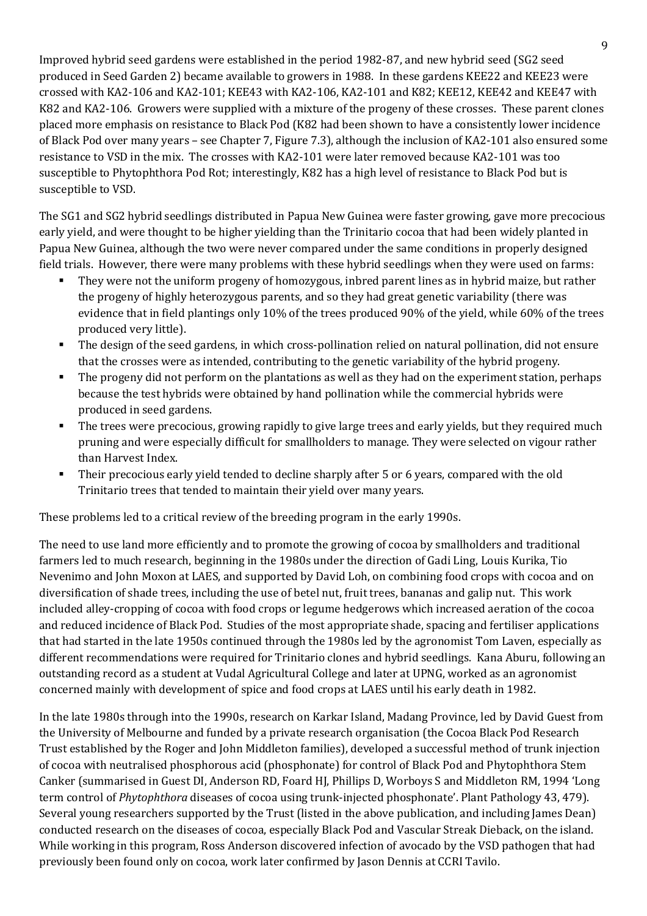Improved hybrid seed gardens were established in the period 1982-87, and new hybrid seed (SG2 seed produced in Seed Garden 2) became available to growers in 1988. In these gardens KEE22 and KEE23 were crossed with KA2-106 and KA2-101; KEE43 with KA2-106, KA2-101 and K82; KEE12, KEE42 and KEE47 with K82 and KA2-106. Growers were supplied with a mixture of the progeny of these crosses. These parent clones placed more emphasis on resistance to Black Pod (K82 had been shown to have a consistently lower incidence of Black Pod over many years – see Chapter 7, Figure 7.3), although the inclusion of KA2-101 also ensured some resistance to VSD in the mix. The crosses with KA2-101 were later removed because KA2-101 was too susceptible to Phytophthora Pod Rot; interestingly, K82 has a high level of resistance to Black Pod but is susceptible to VSD.

The SG1 and SG2 hybrid seedlings distributed in Papua New Guinea were faster growing, gave more precocious early yield, and were thought to be higher yielding than the Trinitario cocoa that had been widely planted in Papua New Guinea, although the two were never compared under the same conditions in properly designed field trials. However, there were many problems with these hybrid seedlings when they were used on farms:

- They were not the uniform progeny of homozygous, inbred parent lines as in hybrid maize, but rather the progeny of highly heterozygous parents, and so they had great genetic variability (there was evidence that in field plantings only 10% of the trees produced 90% of the yield, while 60% of the trees produced very little).
- The design of the seed gardens, in which cross-pollination relied on natural pollination, did not ensure that the crosses were as intended, contributing to the genetic variability of the hybrid progeny.
- The progeny did not perform on the plantations as well as they had on the experiment station, perhaps because the test hybrids were obtained by hand pollination while the commercial hybrids were produced in seed gardens.
- The trees were precocious, growing rapidly to give large trees and early yields, but they required much pruning and were especially difficult for smallholders to manage. They were selected on vigour rather than Harvest Index.
- Their precocious early yield tended to decline sharply after 5 or 6 years, compared with the old Trinitario trees that tended to maintain their yield over many years.

These problems led to a critical review of the breeding program in the early 1990s.

The need to use land more efficiently and to promote the growing of cocoa by smallholders and traditional farmers led to much research, beginning in the 1980s under the direction of Gadi Ling, Louis Kurika, Tio Nevenimo and John Moxon at LAES, and supported by David Loh, on combining food crops with cocoa and on diversification of shade trees, including the use of betel nut, fruit trees, bananas and galip nut. This work included alley-cropping of cocoa with food crops or legume hedgerows which increased aeration of the cocoa and reduced incidence of Black Pod. Studies of the most appropriate shade, spacing and fertiliser applications that had started in the late 1950s continued through the 1980s led by the agronomist Tom Laven, especially as different recommendations were required for Trinitario clones and hybrid seedlings. Kana Aburu, following an outstanding record as a student at Vudal Agricultural College and later at UPNG, worked as an agronomist concerned mainly with development of spice and food crops at LAES until his early death in 1982.

In the late 1980s through into the 1990s, research on Karkar Island, Madang Province, led by David Guest from the University of Melbourne and funded by a private research organisation (the Cocoa Black Pod Research Trust established by the Roger and John Middleton families), developed a successful method of trunk injection of cocoa with neutralised phosphorous acid (phosphonate) for control of Black Pod and Phytophthora Stem Canker (summarised in Guest DI, Anderson RD, Foard HJ, Phillips D, Worboys S and Middleton RM, 1994 'Long term control of *Phytophthora* diseases of cocoa using trunk-injected phosphonate'. Plant Pathology 43, 479). Several young researchers supported by the Trust (listed in the above publication, and including James Dean) conducted research on the diseases of cocoa, especially Black Pod and Vascular Streak Dieback, on the island. While working in this program, Ross Anderson discovered infection of avocado by the VSD pathogen that had previously been found only on cocoa, work later confirmed by Jason Dennis at CCRI Tavilo.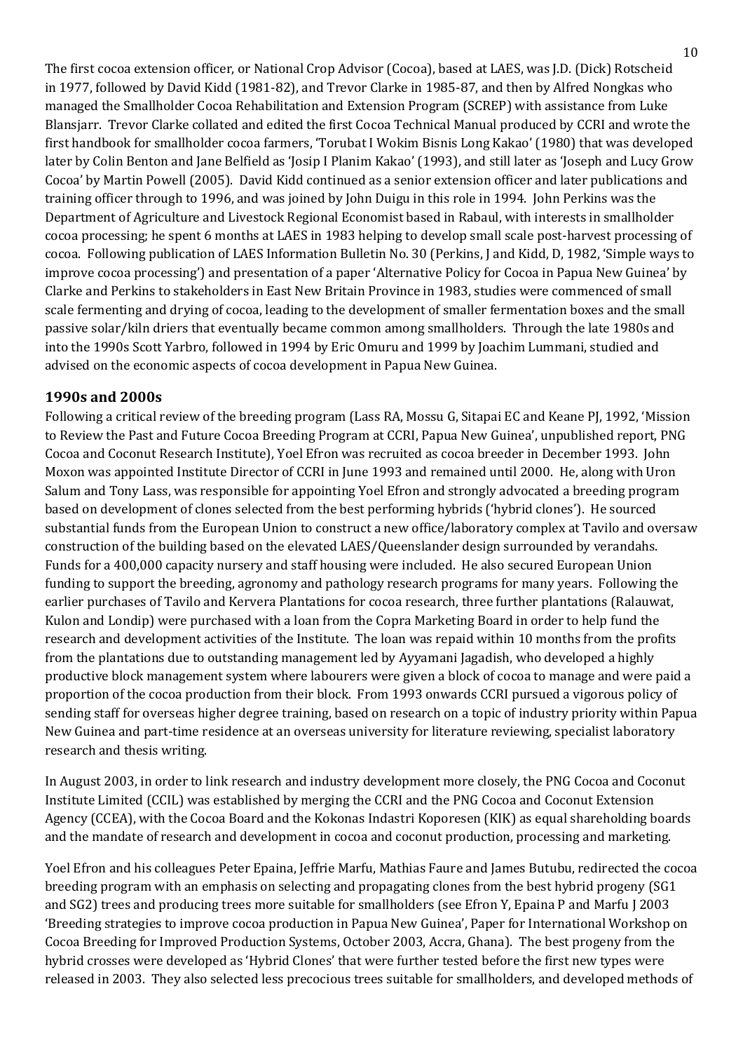The first cocoa extension officer, or National Crop Advisor (Cocoa), based at LAES, was J.D. (Dick) Rotscheid in 1977, followed by David Kidd (1981-82), and Trevor Clarke in 1985-87, and then by Alfred Nongkas who managed the Smallholder Cocoa Rehabilitation and Extension Program (SCREP) with assistance from Luke Blansjarr. Trevor Clarke collated and edited the first Cocoa Technical Manual produced by CCRI and wrote the first handbook for smallholder cocoa farmers, 'Torubat I Wokim Bisnis Long Kakao' (1980) that was developed later by Colin Benton and Jane Belfield as 'Josip I Planim Kakao' (1993), and still later as 'Joseph and Lucy Grow Cocoa' by Martin Powell (2005). David Kidd continued as a senior extension officer and later publications and training officer through to 1996, and was joined by John Duigu in this role in 1994. John Perkins was the Department of Agriculture and Livestock Regional Economist based in Rabaul, with interests in smallholder cocoa processing; he spent 6 months at LAES in 1983 helping to develop small scale post-harvest processing of cocoa. Following publication of LAES Information Bulletin No. 30 (Perkins, J and Kidd, D, 1982, 'Simple ways to improve cocoa processing') and presentation of a paper 'Alternative Policy for Cocoa in Papua New Guinea' by Clarke and Perkins to stakeholders in East New Britain Province in 1983, studies were commenced of small scale fermenting and drying of cocoa, leading to the development of smaller fermentation boxes and the small passive solar/kiln driers that eventually became common among smallholders. Through the late 1980s and into the 1990s Scott Yarbro, followed in 1994 by Eric Omuru and 1999 by Joachim Lummani, studied and advised on the economic aspects of cocoa development in Papua New Guinea.

## 1990s and 2000s

Following a critical review of the breeding program (Lass RA, Mossu G, Sitapai EC and Keane PJ, 1992, 'Mission to Review the Past and Future Cocoa Breeding Program at CCRI, Papua New Guinea', unpublished report, PNG Cocoa and Coconut Research Institute), Yoel Efron was recruited as cocoa breeder in December 1993. John Moxon was appointed Institute Director of CCRI in June 1993 and remained until 2000. He, along with Uron Salum and Tony Lass, was responsible for appointing Yoel Efron and strongly advocated a breeding program based on development of clones selected from the best performing hybrids ('hybrid clones'). He sourced substantial funds from the European Union to construct a new office/laboratory complex at Tavilo and oversaw construction of the building based on the elevated LAES/Queenslander design surrounded by verandahs. Funds for a 400,000 capacity nursery and staff housing were included. He also secured European Union funding to support the breeding, agronomy and pathology research programs for many years. Following the earlier purchases of Tavilo and Kervera Plantations for cocoa research, three further plantations (Ralauwat, Kulon and Londip) were purchased with a loan from the Copra Marketing Board in order to help fund the research and development activities of the Institute. The loan was repaid within 10 months from the profits from the plantations due to outstanding management led by Ayyamani Jagadish, who developed a highly productive block management system where labourers were given a block of cocoa to manage and were paid a proportion of the cocoa production from their block. From 1993 onwards CCRI pursued a vigorous policy of sending staff for overseas higher degree training, based on research on a topic of industry priority within Papua New Guinea and part-time residence at an overseas university for literature reviewing, specialist laboratory research and thesis writing.

In August 2003, in order to link research and industry development more closely, the PNG Cocoa and Coconut Institute Limited (CCIL) was established by merging the CCRI and the PNG Cocoa and Coconut Extension Agency (CCEA), with the Cocoa Board and the Kokonas Indastri Koporesen (KIK) as equal shareholding boards and the mandate of research and development in cocoa and coconut production, processing and marketing.

Yoel Efron and his colleagues Peter Epaina, Jeffrie Marfu, Mathias Faure and James Butubu, redirected the cocoa breeding program with an emphasis on selecting and propagating clones from the best hybrid progeny (SG1 and SG2) trees and producing trees more suitable for smallholders (see Efron Y, Epaina P and Marfu J 2003 'Breeding strategies to improve cocoa production in Papua New Guinea', Paper for International Workshop on Cocoa Breeding for Improved Production Systems, October 2003, Accra, Ghana). The best progeny from the hybrid crosses were developed as 'Hybrid Clones' that were further tested before the first new types were released in 2003. They also selected less precocious trees suitable for smallholders, and developed methods of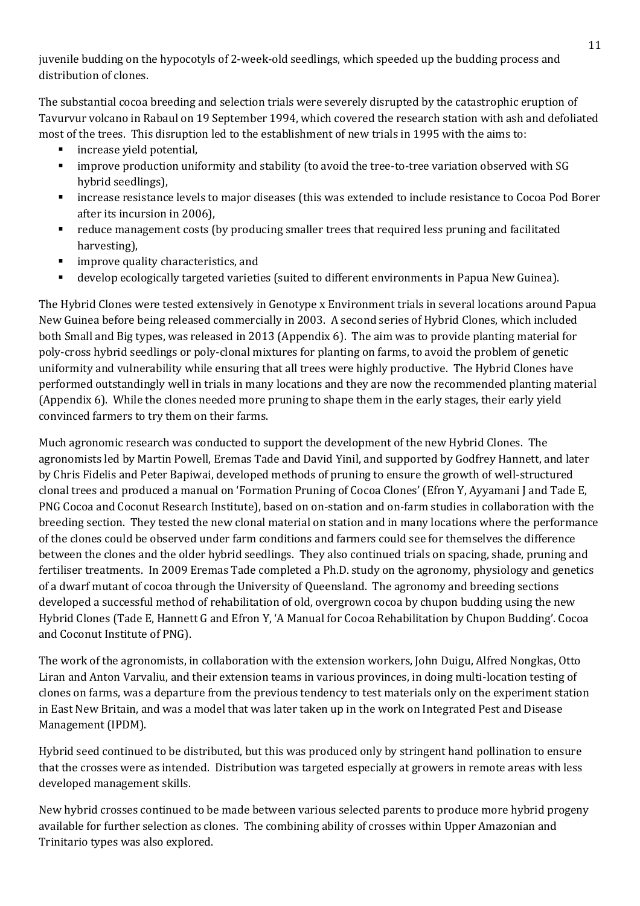juvenile budding on the hypocotyls of 2-week-old seedlings, which speeded up the budding process and distribution of clones.

The substantial cocoa breeding and selection trials were severely disrupted by the catastrophic eruption of Tavurvur volcano in Rabaul on 19 September 1994, which covered the research station with ash and defoliated most of the trees. This disruption led to the establishment of new trials in 1995 with the aims to:

- increase yield potential,
- improve production uniformity and stability (to avoid the tree-to-tree variation observed with SG hybrid seedlings),
- increase resistance levels to major diseases (this was extended to include resistance to Cocoa Pod Borer after its incursion in 2006),
- reduce management costs (by producing smaller trees that required less pruning and facilitated harvesting),
- improve quality characteristics, and
- develop ecologically targeted varieties (suited to different environments in Papua New Guinea).

The Hybrid Clones were tested extensively in Genotype x Environment trials in several locations around Papua New Guinea before being released commercially in 2003. A second series of Hybrid Clones, which included both Small and Big types, was released in 2013 (Appendix 6). The aim was to provide planting material for poly-cross hybrid seedlings or poly-clonal mixtures for planting on farms, to avoid the problem of genetic uniformity and vulnerability while ensuring that all trees were highly productive. The Hybrid Clones have performed outstandingly well in trials in many locations and they are now the recommended planting material (Appendix 6). While the clones needed more pruning to shape them in the early stages, their early yield convinced farmers to try them on their farms.

Much agronomic research was conducted to support the development of the new Hybrid Clones. The agronomists led by Martin Powell, Eremas Tade and David Yinil, and supported by Godfrey Hannett, and later by Chris Fidelis and Peter Bapiwai, developed methods of pruning to ensure the growth of well-structured clonal trees and produced a manual on 'Formation Pruning of Cocoa Clones' (Efron Y, Ayyamani J and Tade E, PNG Cocoa and Coconut Research Institute), based on on-station and on-farm studies in collaboration with the breeding section. They tested the new clonal material on station and in many locations where the performance of the clones could be observed under farm conditions and farmers could see for themselves the difference between the clones and the older hybrid seedlings. They also continued trials on spacing, shade, pruning and fertiliser treatments. In 2009 Eremas Tade completed a Ph.D. study on the agronomy, physiology and genetics of a dwarf mutant of cocoa through the University of Queensland. The agronomy and breeding sections developed a successful method of rehabilitation of old, overgrown cocoa by chupon budding using the new Hybrid Clones (Tade E, Hannett G and Efron Y, 'A Manual for Cocoa Rehabilitation by Chupon Budding'. Cocoa and Coconut Institute of PNG).

The work of the agronomists, in collaboration with the extension workers, John Duigu, Alfred Nongkas, Otto Liran and Anton Varvaliu, and their extension teams in various provinces, in doing multi-location testing of clones on farms, was a departure from the previous tendency to test materials only on the experiment station in East New Britain, and was a model that was later taken up in the work on Integrated Pest and Disease Management (IPDM).

Hybrid seed continued to be distributed, but this was produced only by stringent hand pollination to ensure that the crosses were as intended. Distribution was targeted especially at growers in remote areas with less developed management skills.

New hybrid crosses continued to be made between various selected parents to produce more hybrid progeny available for further selection as clones. The combining ability of crosses within Upper Amazonian and Trinitario types was also explored.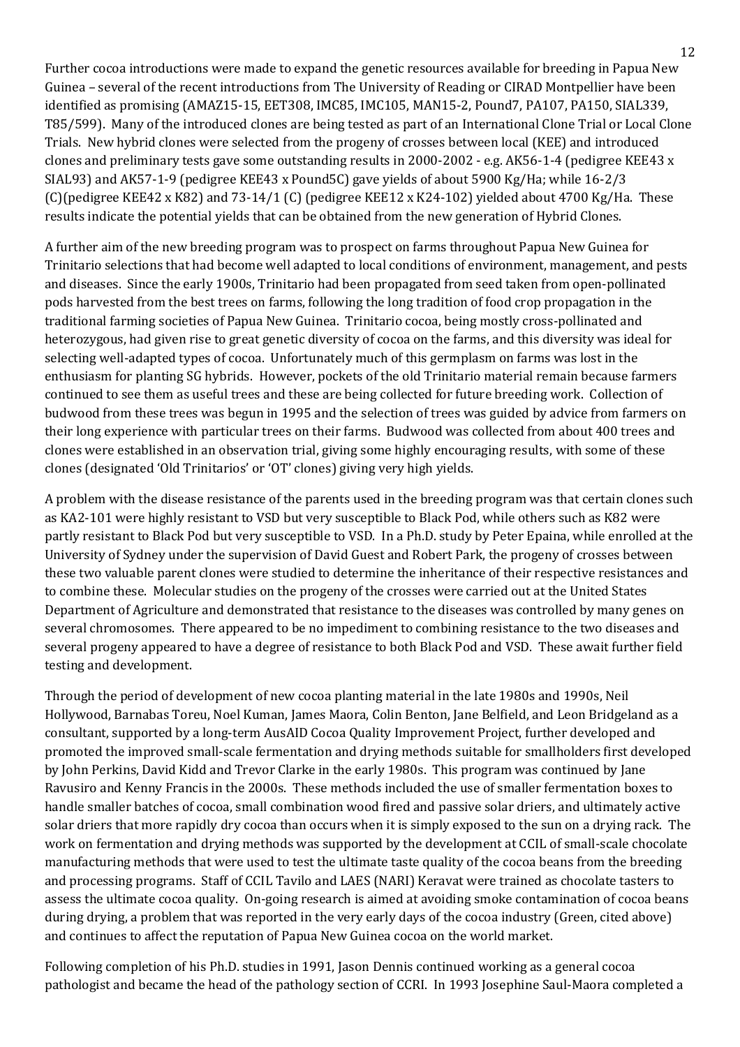Further cocoa introductions were made to expand the genetic resources available for breeding in Papua New Guinea – several of the recent introductions from The University of Reading or CIRAD Montpellier have been identified as promising (AMAZ15-15, EET308, IMC85, IMC105, MAN15-2, Pound7, PA107, PA150, SIAL339, T85/599). Many of the introduced clones are being tested as part of an International Clone Trial or Local Clone Trials. New hybrid clones were selected from the progeny of crosses between local (KEE) and introduced clones and preliminary tests gave some outstanding results in 2000-2002 - e.g. AK56-1-4 (pedigree KEE43 x SIAL93) and AK57-1-9 (pedigree KEE43 x Pound5C) gave yields of about 5900 Kg/Ha; while 16-2/3 (C)(pedigree KEE42 x K82) and 73-14/1 (C) (pedigree KEE12 x K24-102) yielded about 4700 Kg/Ha. These results indicate the potential yields that can be obtained from the new generation of Hybrid Clones.

A further aim of the new breeding program was to prospect on farms throughout Papua New Guinea for Trinitario selections that had become well adapted to local conditions of environment, management, and pests and diseases. Since the early 1900s, Trinitario had been propagated from seed taken from open-pollinated pods harvested from the best trees on farms, following the long tradition of food crop propagation in the traditional farming societies of Papua New Guinea. Trinitario cocoa, being mostly cross-pollinated and heterozygous, had given rise to great genetic diversity of cocoa on the farms, and this diversity was ideal for selecting well-adapted types of cocoa. Unfortunately much of this germplasm on farms was lost in the enthusiasm for planting SG hybrids. However, pockets of the old Trinitario material remain because farmers continued to see them as useful trees and these are being collected for future breeding work. Collection of budwood from these trees was begun in 1995 and the selection of trees was guided by advice from farmers on their long experience with particular trees on their farms. Budwood was collected from about 400 trees and clones were established in an observation trial, giving some highly encouraging results, with some of these clones (designated 'Old Trinitarios' or 'OT' clones) giving very high yields.

A problem with the disease resistance of the parents used in the breeding program was that certain clones such as KA2-101 were highly resistant to VSD but very susceptible to Black Pod, while others such as K82 were partly resistant to Black Pod but very susceptible to VSD. In a Ph.D. study by Peter Epaina, while enrolled at the University of Sydney under the supervision of David Guest and Robert Park, the progeny of crosses between these two valuable parent clones were studied to determine the inheritance of their respective resistances and to combine these. Molecular studies on the progeny of the crosses were carried out at the United States Department of Agriculture and demonstrated that resistance to the diseases was controlled by many genes on several chromosomes. There appeared to be no impediment to combining resistance to the two diseases and several progeny appeared to have a degree of resistance to both Black Pod and VSD. These await further field testing and development.

Through the period of development of new cocoa planting material in the late 1980s and 1990s, Neil Hollywood, Barnabas Toreu, Noel Kuman, James Maora, Colin Benton, Jane Belfield, and Leon Bridgeland as a consultant, supported by a long-term AusAID Cocoa Quality Improvement Project, further developed and promoted the improved small-scale fermentation and drying methods suitable for smallholders first developed by John Perkins, David Kidd and Trevor Clarke in the early 1980s. This program was continued by Jane Ravusiro and Kenny Francis in the 2000s. These methods included the use of smaller fermentation boxes to handle smaller batches of cocoa, small combination wood fired and passive solar driers, and ultimately active solar driers that more rapidly dry cocoa than occurs when it is simply exposed to the sun on a drying rack. The work on fermentation and drying methods was supported by the development at CCIL of small-scale chocolate manufacturing methods that were used to test the ultimate taste quality of the cocoa beans from the breeding and processing programs. Staff of CCIL Tavilo and LAES (NARI) Keravat were trained as chocolate tasters to assess the ultimate cocoa quality. On-going research is aimed at avoiding smoke contamination of cocoa beans during drying, a problem that was reported in the very early days of the cocoa industry (Green, cited above) and continues to affect the reputation of Papua New Guinea cocoa on the world market.

Following completion of his Ph.D. studies in 1991, Jason Dennis continued working as a general cocoa pathologist and became the head of the pathology section of CCRI. In 1993 Josephine Saul-Maora completed a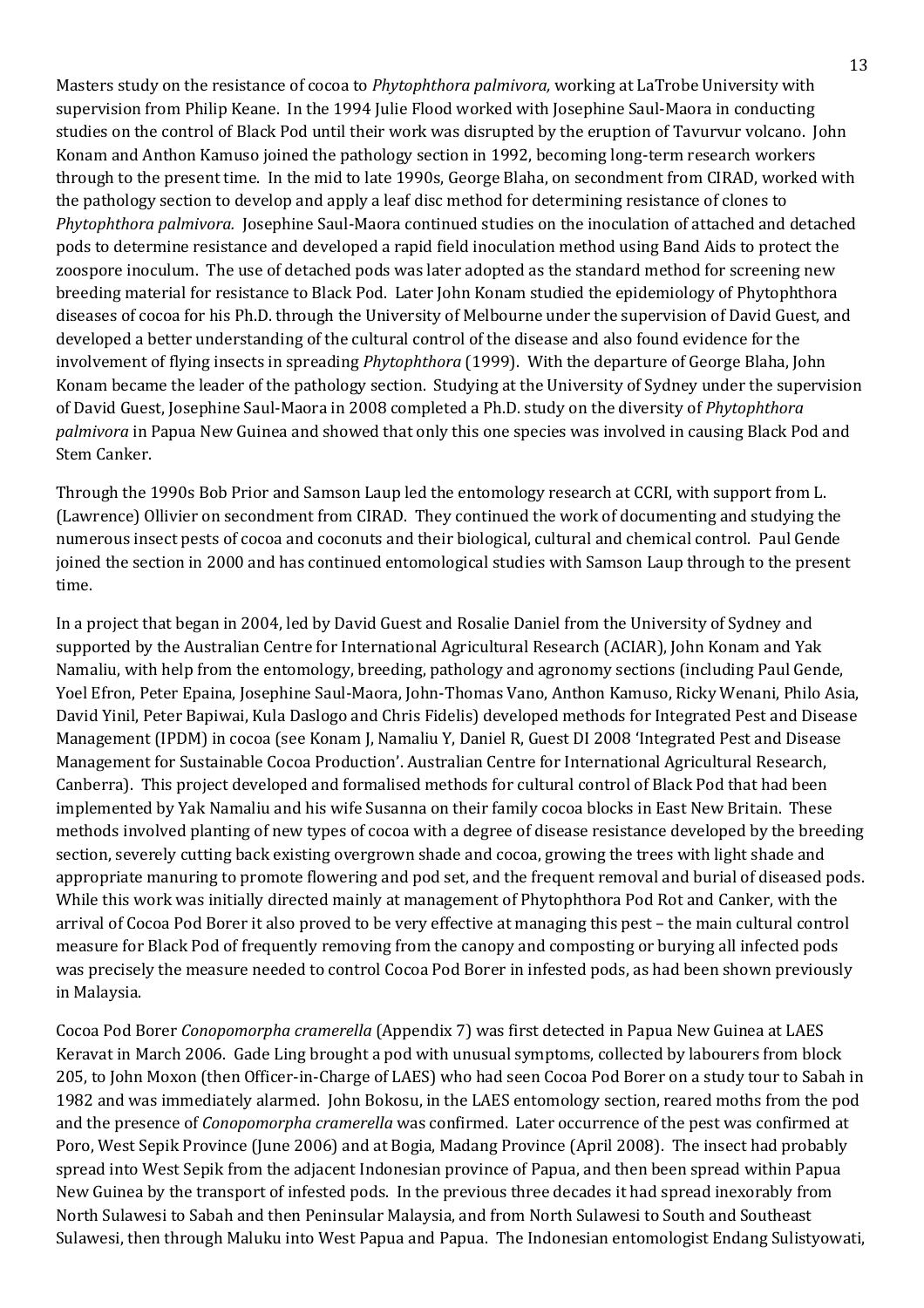Masters study on the resistance of cocoa to *Phytophthora palmivora,* working at LaTrobe University with supervision from Philip Keane. In the 1994 Julie Flood worked with Josephine Saul-Maora in conducting studies on the control of Black Pod until their work was disrupted by the eruption of Tavurvur volcano. John Konam and Anthon Kamuso joined the pathology section in 1992, becoming long-term research workers through to the present time. In the mid to late 1990s, George Blaha, on secondment from CIRAD, worked with the pathology section to develop and apply a leaf disc method for determining resistance of clones to *Phytophthora palmivora.* Josephine Saul-Maora continued studies on the inoculation of attached and detached pods to determine resistance and developed a rapid field inoculation method using Band Aids to protect the zoospore inoculum. The use of detached pods was later adopted as the standard method for screening new breeding material for resistance to Black Pod. Later John Konam studied the epidemiology of Phytophthora diseases of cocoa for his Ph.D. through the University of Melbourne under the supervision of David Guest, and developed a better understanding of the cultural control of the disease and also found evidence for the involvement of flying insects in spreading *Phytophthora* (1999). With the departure of George Blaha, John Konam became the leader of the pathology section. Studying at the University of Sydney under the supervision of David Guest, Josephine Saul-Maora in 2008 completed a Ph.D. study on the diversity of *Phytophthora palmivora* in Papua New Guinea and showed that only this one species was involved in causing Black Pod and Stem Canker.

Through the 1990s Bob Prior and Samson Laup led the entomology research at CCRI, with support from L. (Lawrence) Ollivier on secondment from CIRAD. They continued the work of documenting and studying the numerous insect pests of cocoa and coconuts and their biological, cultural and chemical control. Paul Gende joined the section in 2000 and has continued entomological studies with Samson Laup through to the present time.

In a project that began in 2004, led by David Guest and Rosalie Daniel from the University of Sydney and supported by the Australian Centre for International Agricultural Research (ACIAR), John Konam and Yak Namaliu, with help from the entomology, breeding, pathology and agronomy sections (including Paul Gende, Yoel Efron, Peter Epaina, Josephine Saul-Maora, John-Thomas Vano, Anthon Kamuso, Ricky Wenani, Philo Asia, David Yinil, Peter Bapiwai, Kula Daslogo and Chris Fidelis) developed methods for Integrated Pest and Disease Management (IPDM) in cocoa (see Konam J, Namaliu Y, Daniel R, Guest DI 2008 'Integrated Pest and Disease Management for Sustainable Cocoa Production'. Australian Centre for International Agricultural Research, Canberra). This project developed and formalised methods for cultural control of Black Pod that had been implemented by Yak Namaliu and his wife Susanna on their family cocoa blocks in East New Britain. These methods involved planting of new types of cocoa with a degree of disease resistance developed by the breeding section, severely cutting back existing overgrown shade and cocoa, growing the trees with light shade and appropriate manuring to promote flowering and pod set, and the frequent removal and burial of diseased pods. While this work was initially directed mainly at management of Phytophthora Pod Rot and Canker, with the arrival of Cocoa Pod Borer it also proved to be very effective at managing this pest – the main cultural control measure for Black Pod of frequently removing from the canopy and composting or burying all infected pods was precisely the measure needed to control Cocoa Pod Borer in infested pods, as had been shown previously in Malaysia.

Cocoa Pod Borer *Conopomorpha cramerella* (Appendix 7) was first detected in Papua New Guinea at LAES Keravat in March 2006. Gade Ling brought a pod with unusual symptoms, collected by labourers from block 205, to John Moxon (then Officer-in-Charge of LAES) who had seen Cocoa Pod Borer on a study tour to Sabah in 1982 and was immediately alarmed. John Bokosu, in the LAES entomology section, reared moths from the pod and the presence of *Conopomorpha cramerella* was confirmed. Later occurrence of the pest was confirmed at Poro, West Sepik Province (June 2006) and at Bogia, Madang Province (April 2008). The insect had probably spread into West Sepik from the adjacent Indonesian province of Papua, and then been spread within Papua New Guinea by the transport of infested pods. In the previous three decades it had spread inexorably from North Sulawesi to Sabah and then Peninsular Malaysia, and from North Sulawesi to South and Southeast Sulawesi, then through Maluku into West Papua and Papua. The Indonesian entomologist Endang Sulistyowati,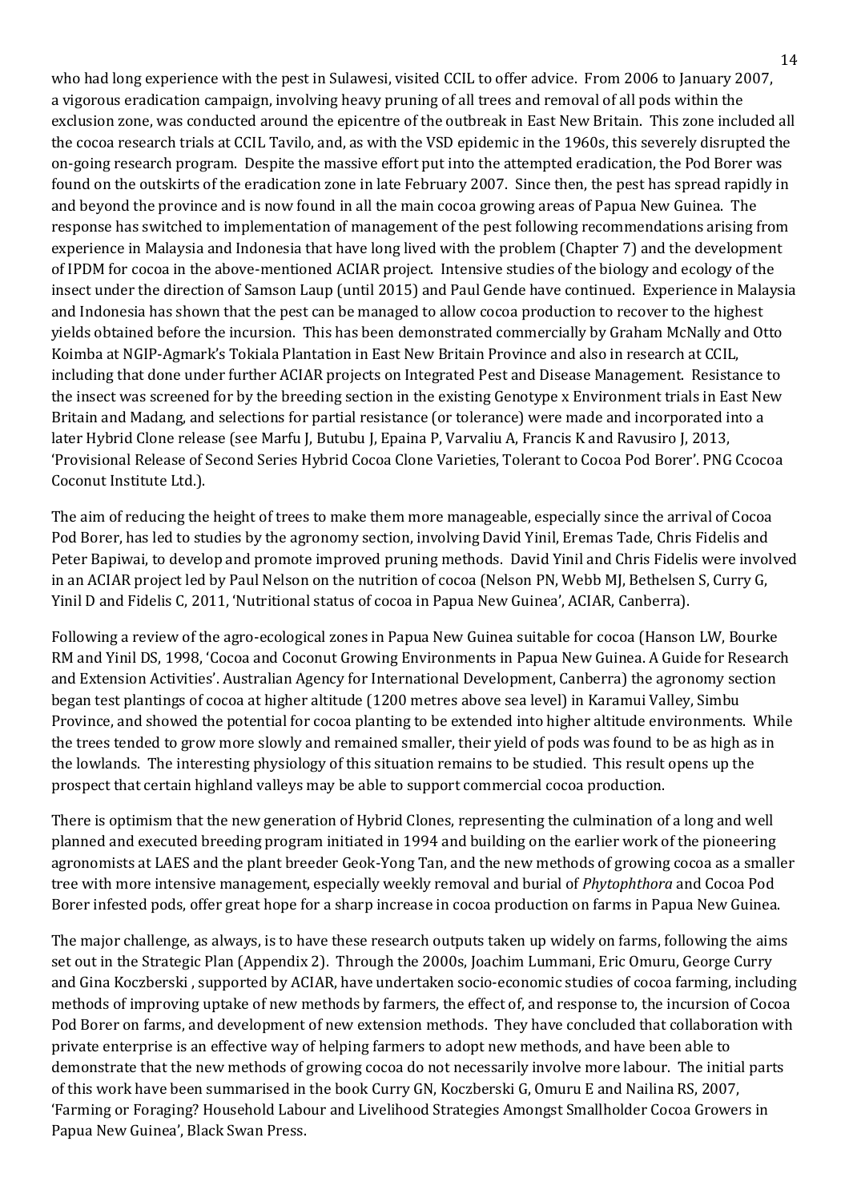who had long experience with the pest in Sulawesi, visited CCIL to offer advice. From 2006 to January 2007, a vigorous eradication campaign, involving heavy pruning of all trees and removal of all pods within the exclusion zone, was conducted around the epicentre of the outbreak in East New Britain. This zone included all the cocoa research trials at CCIL Tavilo, and, as with the VSD epidemic in the 1960s, this severely disrupted the on-going research program. Despite the massive effort put into the attempted eradication, the Pod Borer was found on the outskirts of the eradication zone in late February 2007. Since then, the pest has spread rapidly in and beyond the province and is now found in all the main cocoa growing areas of Papua New Guinea. The response has switched to implementation of management of the pest following recommendations arising from experience in Malaysia and Indonesia that have long lived with the problem (Chapter 7) and the development of IPDM for cocoa in the above-mentioned ACIAR project. Intensive studies of the biology and ecology of the insect under the direction of Samson Laup (until 2015) and Paul Gende have continued. Experience in Malaysia and Indonesia has shown that the pest can be managed to allow cocoa production to recover to the highest yields obtained before the incursion. This has been demonstrated commercially by Graham McNally and Otto Koimba at NGIP-Agmark's Tokiala Plantation in East New Britain Province and also in research at CCIL, including that done under further ACIAR projects on Integrated Pest and Disease Management. Resistance to the insect was screened for by the breeding section in the existing Genotype x Environment trials in East New Britain and Madang, and selections for partial resistance (or tolerance) were made and incorporated into a later Hybrid Clone release (see Marfu J, Butubu J, Epaina P, Varvaliu A, Francis K and Ravusiro J, 2013, 'Provisional Release of Second Series Hybrid Cocoa Clone Varieties, Tolerant to Cocoa Pod Borer'. PNG Ccocoa Coconut Institute Ltd.).

The aim of reducing the height of trees to make them more manageable, especially since the arrival of Cocoa Pod Borer, has led to studies by the agronomy section, involving David Yinil, Eremas Tade, Chris Fidelis and Peter Bapiwai, to develop and promote improved pruning methods. David Yinil and Chris Fidelis were involved in an ACIAR project led by Paul Nelson on the nutrition of cocoa (Nelson PN, Webb MJ, Bethelsen S, Curry G, Yinil D and Fidelis C, 2011, 'Nutritional status of cocoa in Papua New Guinea', ACIAR, Canberra).

Following a review of the agro-ecological zones in Papua New Guinea suitable for cocoa (Hanson LW, Bourke RM and Yinil DS, 1998, 'Cocoa and Coconut Growing Environments in Papua New Guinea. A Guide for Research and Extension Activities'. Australian Agency for International Development, Canberra) the agronomy section began test plantings of cocoa at higher altitude (1200 metres above sea level) in Karamui Valley, Simbu Province, and showed the potential for cocoa planting to be extended into higher altitude environments. While the trees tended to grow more slowly and remained smaller, their yield of pods was found to be as high as in the lowlands. The interesting physiology of this situation remains to be studied. This result opens up the prospect that certain highland valleys may be able to support commercial cocoa production.

There is optimism that the new generation of Hybrid Clones, representing the culmination of a long and well planned and executed breeding program initiated in 1994 and building on the earlier work of the pioneering agronomists at LAES and the plant breeder Geok-Yong Tan, and the new methods of growing cocoa as a smaller tree with more intensive management, especially weekly removal and burial of *Phytophthora* and Cocoa Pod Borer infested pods, offer great hope for a sharp increase in cocoa production on farms in Papua New Guinea.

The major challenge, as always, is to have these research outputs taken up widely on farms, following the aims set out in the Strategic Plan (Appendix 2). Through the 2000s, Joachim Lummani, Eric Omuru, George Curry and Gina Koczberski , supported by ACIAR, have undertaken socio-economic studies of cocoa farming, including methods of improving uptake of new methods by farmers, the effect of, and response to, the incursion of Cocoa Pod Borer on farms, and development of new extension methods. They have concluded that collaboration with private enterprise is an effective way of helping farmers to adopt new methods, and have been able to demonstrate that the new methods of growing cocoa do not necessarily involve more labour. The initial parts of this work have been summarised in the book Curry GN, Koczberski G, Omuru E and Nailina RS, 2007, 'Farming or Foraging? Household Labour and Livelihood Strategies Amongst Smallholder Cocoa Growers in Papua New Guinea', Black Swan Press.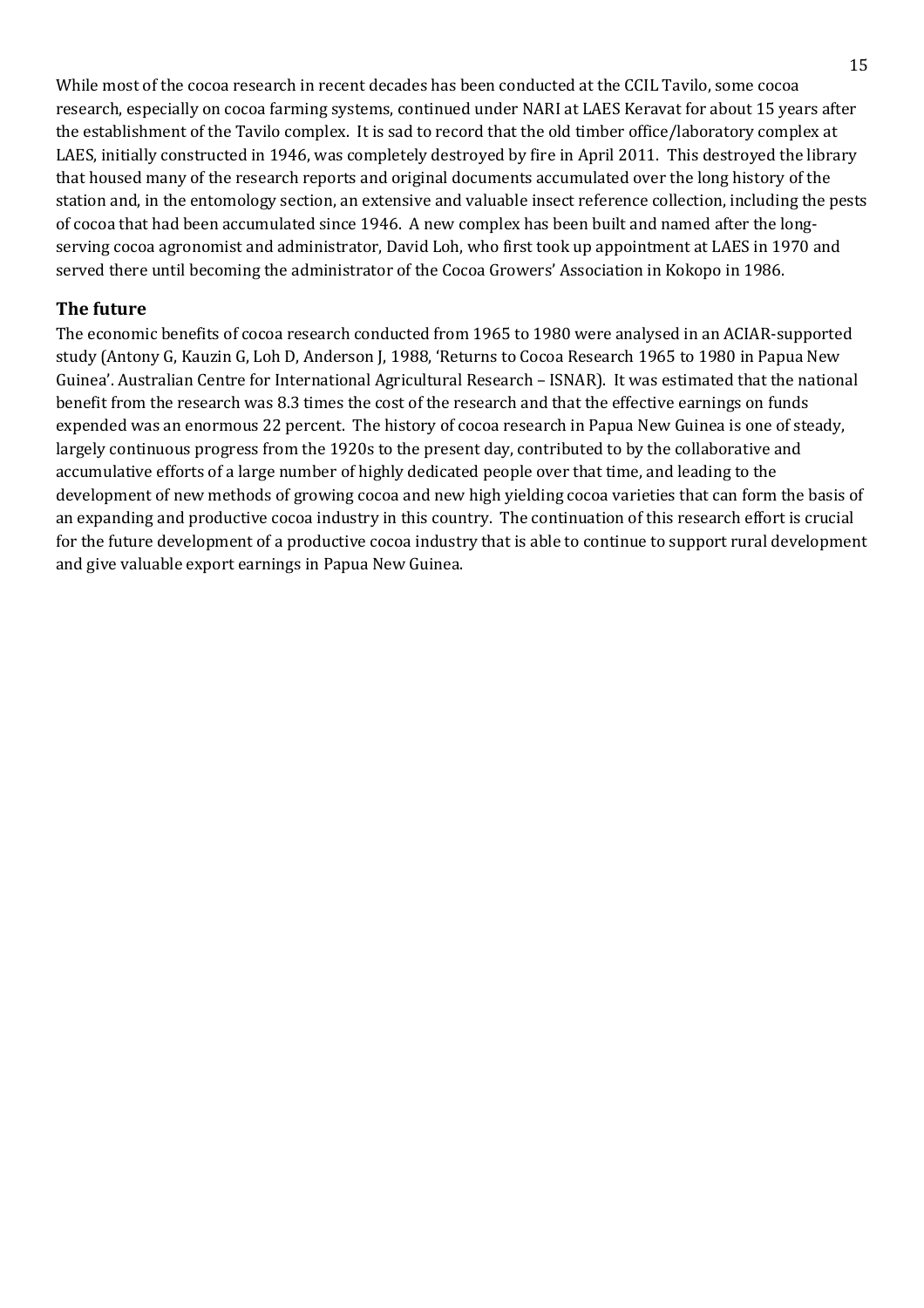While most of the cocoa research in recent decades has been conducted at the CCIL Tavilo, some cocoa research, especially on cocoa farming systems, continued under NARI at LAES Keravat for about 15 years after the establishment of the Tavilo complex. It is sad to record that the old timber office/laboratory complex at LAES, initially constructed in 1946, was completely destroyed by fire in April 2011. This destroyed the library that housed many of the research reports and original documents accumulated over the long history of the station and, in the entomology section, an extensive and valuable insect reference collection, including the pests of cocoa that had been accumulated since 1946. A new complex has been built and named after the long-serving cocoa agronomist and administrator, David Loh, who first took up appointment at LAES in 1970 and served there until becoming the administrator of the Cocoa Growers' Association in Kokopo in 1986.

## The future

The economic benefits of cocoa research conducted from 1965 to 1980 were analysed in an ACIAR-supported study (Antony G, Kauzin G, Loh D, Anderson J, 1988, 'Returns to Cocoa Research 1965 to 1980 in Papua New Guinea'. Australian Centre for International Agricultural Research – ISNAR). It was estimated that the national benefit from the research was 8.3 times the cost of the research and that the effective earnings on funds expended was an enormous 22 percent. The history of cocoa research in Papua New Guinea is one of steady, largely continuous progress from the 1920s to the present day, contributed to by the collaborative and accumulative efforts of a large number of highly dedicated people over that time, and leading to the development of new methods of growing cocoa and new high yielding cocoa varieties that can form the basis of an expanding and productive cocoa industry in this country. The continuation of this research effort is crucial for the future development of a productive cocoa industry that is able to continue to support rural development and give valuable export earnings in Papua New Guinea.